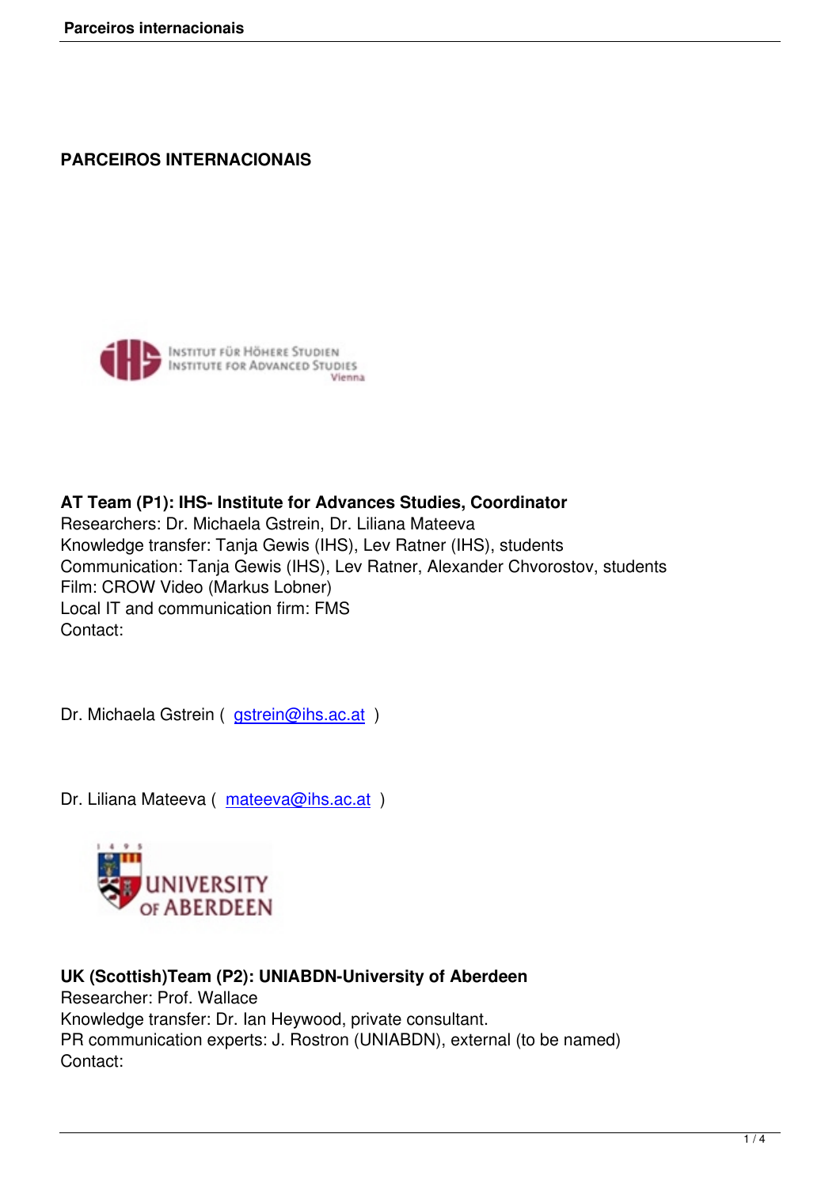# PARCEIROS INTERNACIONAIS

**AT Team (P1): IHS- Institute for Advances Studies, Coordinator**
Researchers: Dr. Michaela Gstrein, Dr. Liliana Mateeva
Knowledge transfer: Tanja Gewis (IHS), Lev Ratner (IHS), students
Communication: Tanja Gewis (IHS), Lev Ratner, Alexander Chvorostov, students
Film: CROW Video (Markus Lobner)
Local IT and communication firm: FMS
Contact:

Dr. Michaela Gstrein ( gstrein@ihs.ac.at )

Dr. Liliana Mateeva ( mateeva@ihs.ac.at )

**UK (Scottish)Team (P2): UNIABDN-University of Aberdeen**
Researcher: Prof. Wallace
Knowledge transfer: Dr. Ian Heywood, private consultant.
PR communication experts: J. Rostron (UNIABDN), external (to be named)
Contact: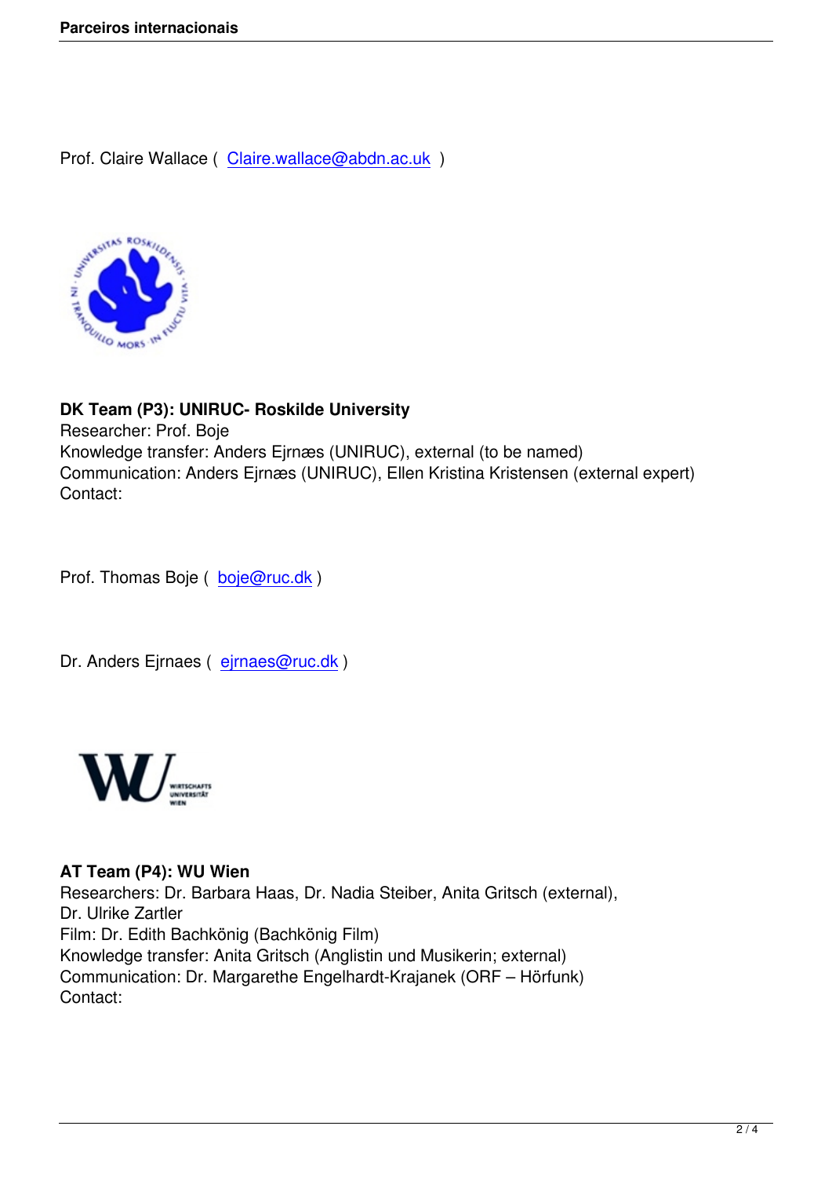Prof. Claire Wallace ( Claire.wallace@abdn.ac.uk )

**DK Team (P3): UNIRUC- Roskilde University**
Researcher: Prof. Boje
Knowledge transfer: Anders Ejrnæs (UNIRUC), external (to be named)
Communication: Anders Ejrnæs (UNIRUC), Ellen Kristina Kristensen (external expert)
Contact:

Prof. Thomas Boje ( boje@ruc.dk )

Dr. Anders Ejrnaes ( ejrnaes@ruc.dk )

**AT Team (P4): WU Wien**
Researchers: Dr. Barbara Haas, Dr. Nadia Steiber, Anita Gritsch (external),
Dr. Ulrike Zartler
Film: Dr. Edith Bachkönig (Bachkönig Film)
Knowledge transfer: Anita Gritsch (Anglistin und Musikerin; external)
Communication: Dr. Margarethe Engelhardt-Krajanek (ORF – Hörfunk)
Contact: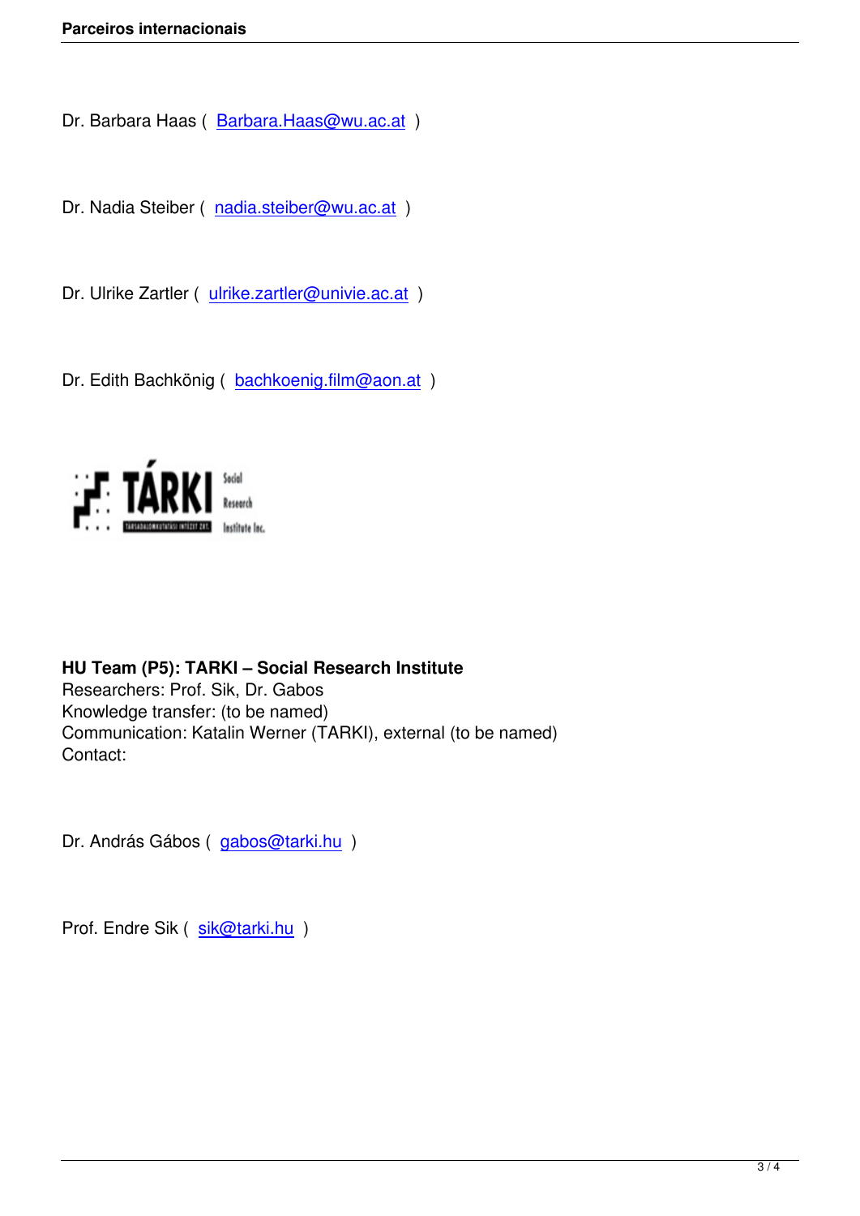Dr. Barbara Haas ( Barbara.Haas@wu.ac.at )

Dr. Nadia Steiber ( nadia.steiber@wu.ac.at )

Dr. Ulrike Zartler ( ulrike.zartler@univie.ac.at )

Dr. Edith Bachkönig ( bachkoenig.film@aon.at )

**HU Team (P5): TARKI – Social Research Institute**
Researchers: Prof. Sik, Dr. Gabos
Knowledge transfer: (to be named)
Communication: Katalin Werner (TARKI), external (to be named)
Contact:

Dr. András Gábos ( gabos@tarki.hu )

Prof. Endre Sik ( sik@tarki.hu )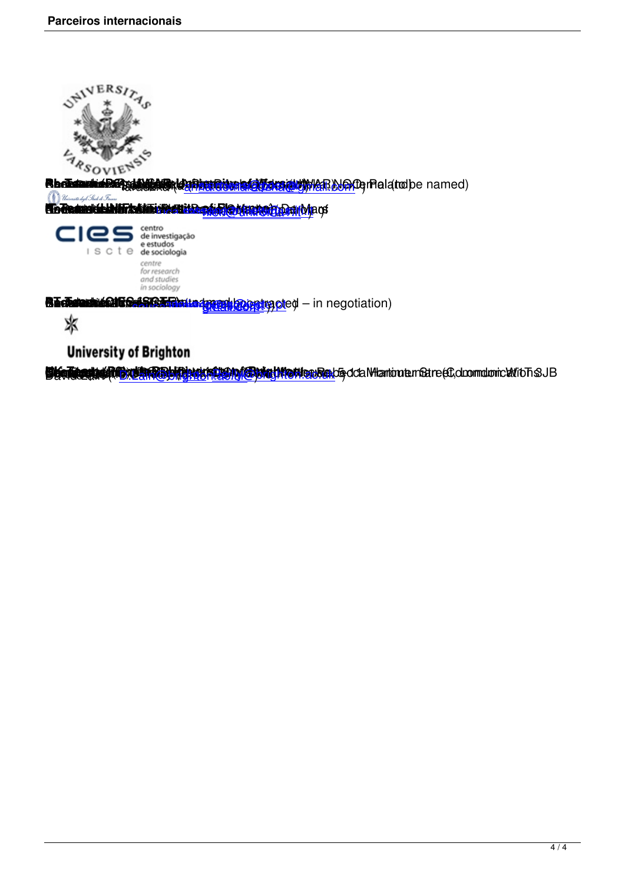(to be named)

– in negotiation)

Street, London W1T 3JB